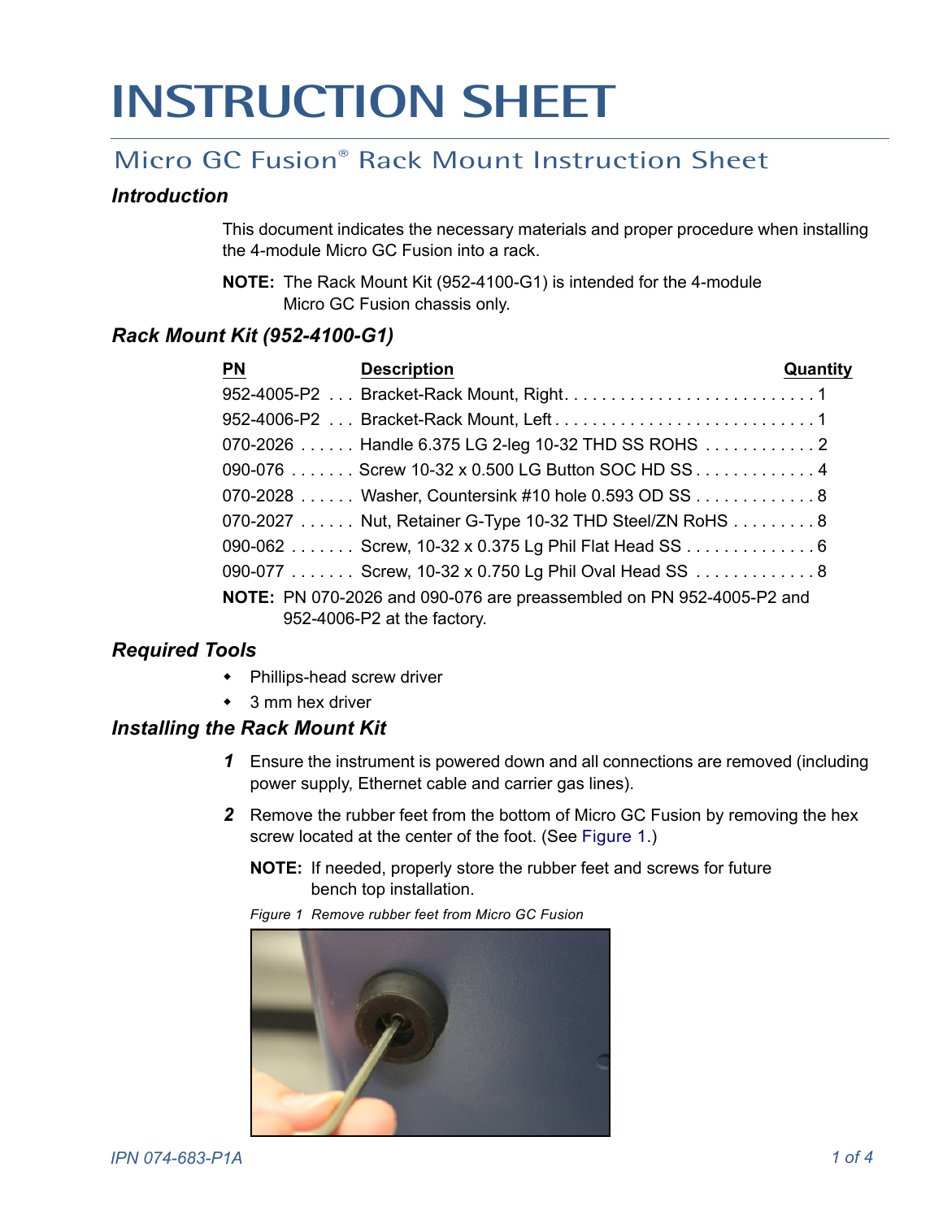# INSTRUCTION SHEET

## Micro GC Fusion® Rack Mount Instruction Sheet

### *Introduction*

This document indicates the necessary materials and proper procedure when installing the 4-module Micro GC Fusion into a rack.

**NOTE:** The Rack Mount Kit (952-4100-G1) is intended for the 4-module Micro GC Fusion chassis only.

### *Rack Mount Kit (952-4100-G1)*

| PN | Description | Quantity |
|---|---|---|
| 952-4005-P2 | Bracket-Rack Mount, Right | 1 |
| 952-4006-P2 | Bracket-Rack Mount, Left | 1 |
| 070-2026 | Handle 6.375 LG 2-leg 10-32 THD SS ROHS | 2 |
| 090-076 | Screw 10-32 x 0.500 LG Button SOC HD SS | 4 |
| 070-2028 | Washer, Countersink #10 hole 0.593 OD SS | 8 |
| 070-2027 | Nut, Retainer G-Type 10-32 THD Steel/ZN RoHS | 8 |
| 090-062 | Screw, 10-32 x 0.375 Lg Phil Flat Head SS | 6 |
| 090-077 | Screw, 10-32 x 0.750 Lg Phil Oval Head SS | 8 |

**NOTE:** PN 070-2026 and 090-076 are preassembled on PN 952-4005-P2 and 952-4006-P2 at the factory.

### *Required Tools*

- Phillips-head screw driver
- 3 mm hex driver

### *Installing the Rack Mount Kit*

1. Ensure the instrument is powered down and all connections are removed (including power supply, Ethernet cable and carrier gas lines).
2. Remove the rubber feet from the bottom of Micro GC Fusion by removing the hex screw located at the center of the foot. (See Figure 1.)

   **NOTE:** If needed, properly store the rubber feet and screws for future bench top installation.

   *Figure 1 Remove rubber feet from Micro GC Fusion*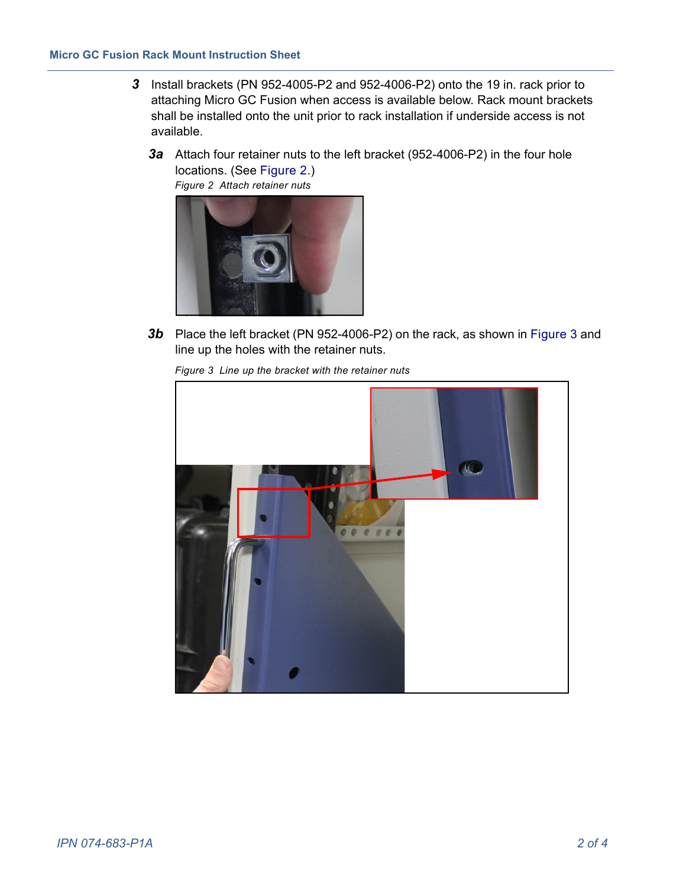**3** Install brackets (PN 952-4005-P2 and 952-4006-P2) onto the 19 in. rack prior to attaching Micro GC Fusion when access is available below. Rack mount brackets shall be installed onto the unit prior to rack installation if underside access is not available.

**3a** Attach four retainer nuts to the left bracket (952-4006-P2) in the four hole locations. (See Figure 2.)

*Figure 2 Attach retainer nuts*

**3b** Place the left bracket (PN 952-4006-P2) on the rack, as shown in Figure 3 and line up the holes with the retainer nuts.

*Figure 3 Line up the bracket with the retainer nuts*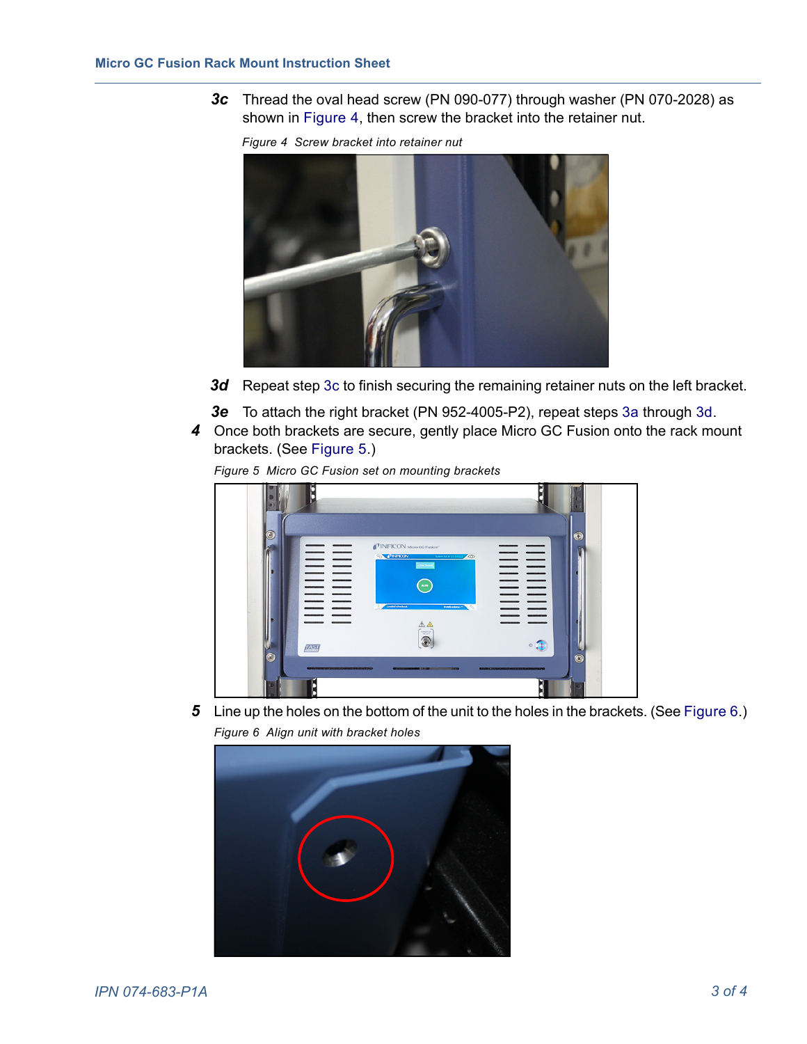**3c** Thread the oval head screw (PN 090-077) through washer (PN 070-2028) as shown in Figure 4, then screw the bracket into the retainer nut.

*Figure 4 Screw bracket into retainer nut*

**3d** Repeat step 3c to finish securing the remaining retainer nuts on the left bracket.

**3e** To attach the right bracket (PN 952-4005-P2), repeat steps 3a through 3d.

**4** Once both brackets are secure, gently place Micro GC Fusion onto the rack mount brackets. (See Figure 5.)

*Figure 5 Micro GC Fusion set on mounting brackets*

**5** Line up the holes on the bottom of the unit to the holes in the brackets. (See Figure 6.)

*Figure 6 Align unit with bracket holes*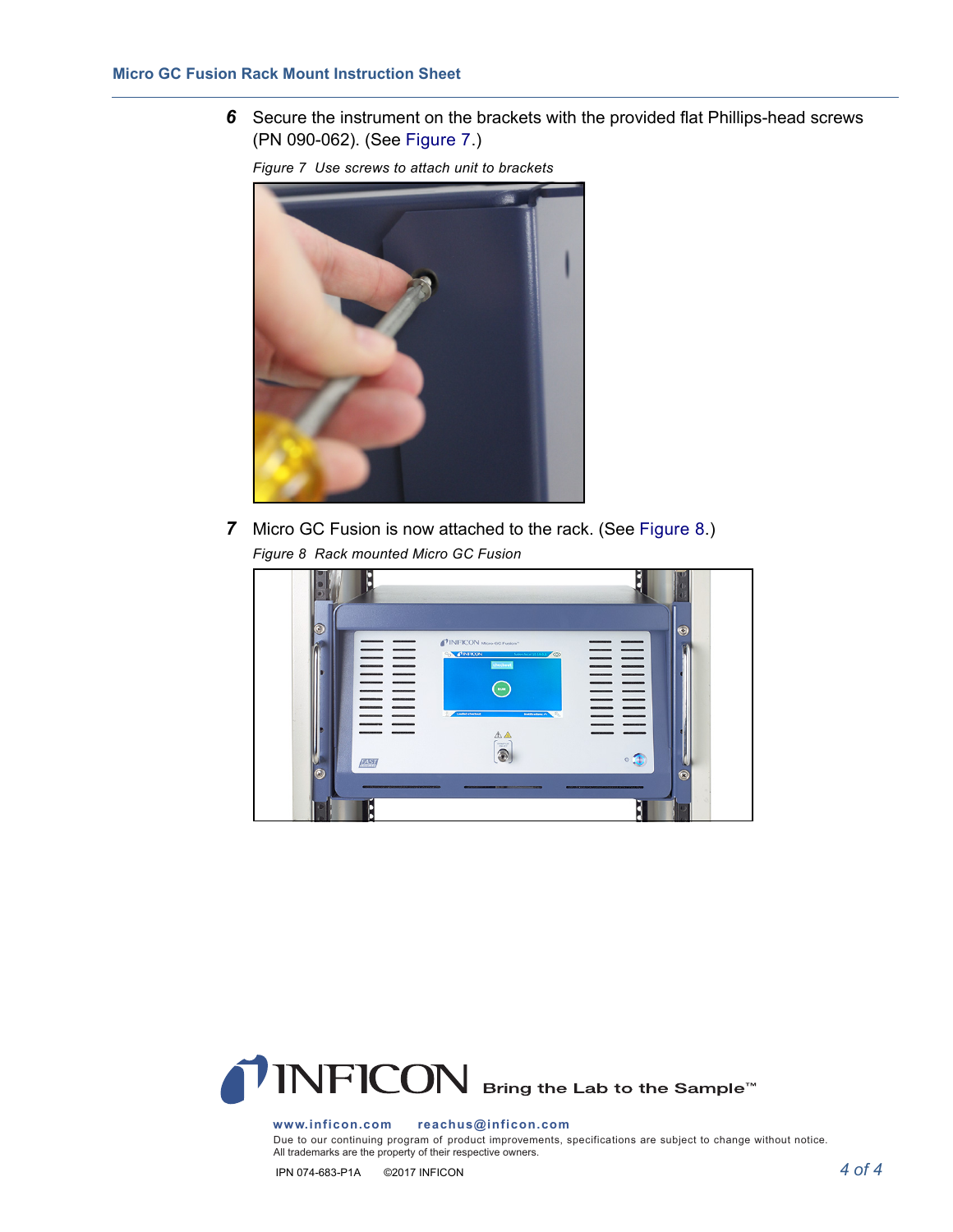6 Secure the instrument on the brackets with the provided flat Phillips-head screws (PN 090-062). (See Figure 7.)

*Figure 7 Use screws to attach unit to brackets*

7 Micro GC Fusion is now attached to the rack. (See Figure 8.)

*Figure 8 Rack mounted Micro GC Fusion*

INFICON Bring the Lab to the Sample™

www.inficon.com reachus@inficon.com

Due to our continuing program of product improvements, specifications are subject to change without notice.
All trademarks are the property of their respective owners.

IPN 074-683-P1A ©2017 INFICON